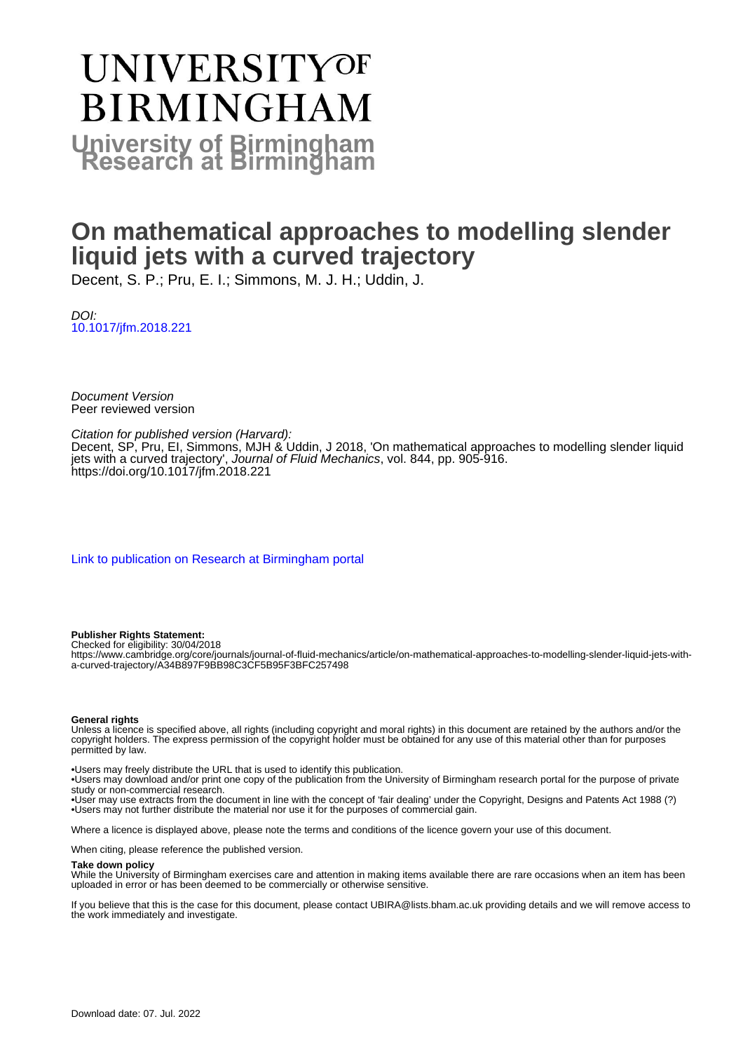# UNIVERSITY OF BIRMINGHAM

## University of Birmingham Research at Birmingham

# On mathematical approaches to modelling slender liquid jets with a curved trajectory

Decent, S. P.; Pru, E. I.; Simmons, M. J. H.; Uddin, J.

*DOI:*
[10.1017/jfm.2018.221](https://doi.org/10.1017/jfm.2018.221)

*Document Version*
Peer reviewed version

*Citation for published version (Harvard):*
Decent, SP, Pru, EI, Simmons, MJH & Uddin, J 2018, 'On mathematical approaches to modelling slender liquid jets with a curved trajectory', *Journal of Fluid Mechanics*, vol. 844, pp. 905-916.
https://doi.org/10.1017/jfm.2018.221

[Link to publication on Research at Birmingham portal]

**Publisher Rights Statement:**
Checked for eligibility: 30/04/2018
https://www.cambridge.org/core/journals/journal-of-fluid-mechanics/article/on-mathematical-approaches-to-modelling-slender-liquid-jets-with-a-curved-trajectory/A34B897F9BB98C3CF5B95F3BFC257498

**General rights**
Unless a licence is specified above, all rights (including copyright and moral rights) in this document are retained by the authors and/or the copyright holders. The express permission of the copyright holder must be obtained for any use of this material other than for purposes permitted by law.

•Users may freely distribute the URL that is used to identify this publication.
•Users may download and/or print one copy of the publication from the University of Birmingham research portal for the purpose of private study or non-commercial research.
•User may use extracts from the document in line with the concept of 'fair dealing' under the Copyright, Designs and Patents Act 1988 (?)
•Users may not further distribute the material nor use it for the purposes of commercial gain.

Where a licence is displayed above, please note the terms and conditions of the licence govern your use of this document.

When citing, please reference the published version.

**Take down policy**
While the University of Birmingham exercises care and attention in making items available there are rare occasions when an item has been uploaded in error or has been deemed to be commercially or otherwise sensitive.

If you believe that this is the case for this document, please contact UBIRA@lists.bham.ac.uk providing details and we will remove access to the work immediately and investigate.

Download date: 07. Jul. 2022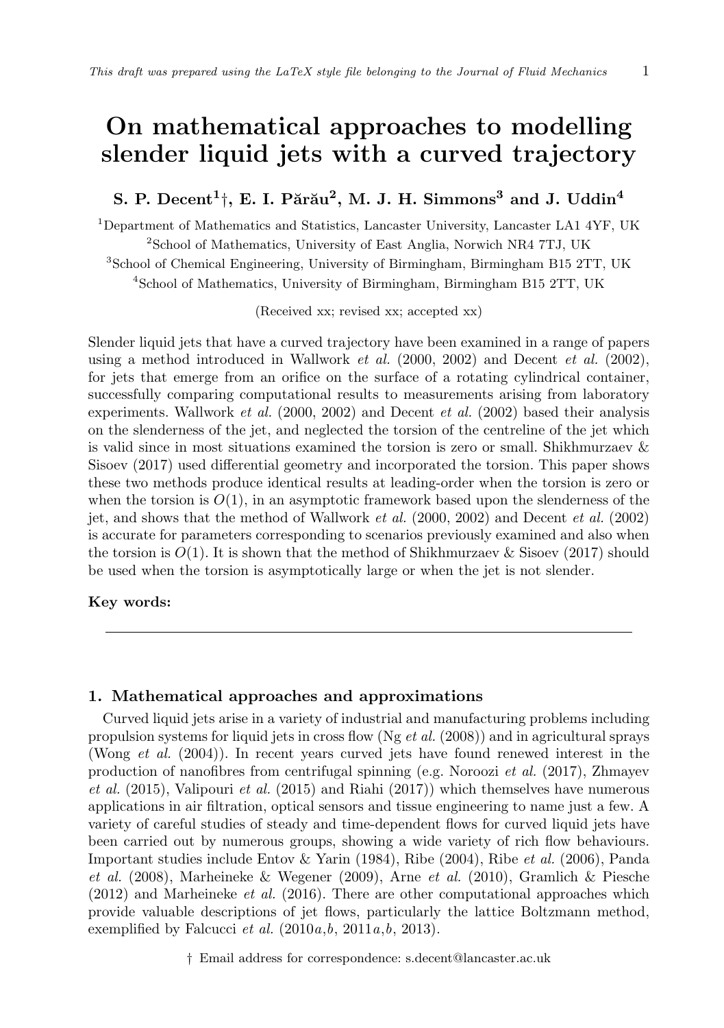# On mathematical approaches to modelling slender liquid jets with a curved trajectory

**S. P. Decent[1]†, E. I. Părău[2], M. J. H. Simmons[3] and J. Uddin[4]**

[1]Department of Mathematics and Statistics, Lancaster University, Lancaster LA1 4YF, UK

[2]School of Mathematics, University of East Anglia, Norwich NR4 7TJ, UK

[3]School of Chemical Engineering, University of Birmingham, Birmingham B15 2TT, UK

[4]School of Mathematics, University of Birmingham, Birmingham B15 2TT, UK

(Received xx; revised xx; accepted xx)

Slender liquid jets that have a curved trajectory have been examined in a range of papers using a method introduced in Wallwork *et al.* (2000, 2002) and Decent *et al.* (2002), for jets that emerge from an orifice on the surface of a rotating cylindrical container, successfully comparing computational results to measurements arising from laboratory experiments. Wallwork *et al.* (2000, 2002) and Decent *et al.* (2002) based their analysis on the slenderness of the jet, and neglected the torsion of the centreline of the jet which is valid since in most situations examined the torsion is zero or small. Shikhmurzaev & Sisoev (2017) used differential geometry and incorporated the torsion. This paper shows these two methods produce identical results at leading-order when the torsion is zero or when the torsion is $O(1)$, in an asymptotic framework based upon the slenderness of the jet, and shows that the method of Wallwork *et al.* (2000, 2002) and Decent *et al.* (2002) is accurate for parameters corresponding to scenarios previously examined and also when the torsion is $O(1)$. It is shown that the method of Shikhmurzaev & Sisoev (2017) should be used when the torsion is asymptotically large or when the jet is not slender.

**Key words:**

## 1. Mathematical approaches and approximations

Curved liquid jets arise in a variety of industrial and manufacturing problems including propulsion systems for liquid jets in cross flow (Ng *et al.* (2008)) and in agricultural sprays (Wong *et al.* (2004)). In recent years curved jets have found renewed interest in the production of nanofibres from centrifugal spinning (e.g. Noroozi *et al.* (2017), Zhmayev *et al.* (2015), Valipouri *et al.* (2015) and Riahi (2017)) which themselves have numerous applications in air filtration, optical sensors and tissue engineering to name just a few. A variety of careful studies of steady and time-dependent flows for curved liquid jets have been carried out by numerous groups, showing a wide variety of rich flow behaviours. Important studies include Entov & Yarin (1984), Ribe (2004), Ribe *et al.* (2006), Panda *et al.* (2008), Marheineke & Wegener (2009), Arne *et al.* (2010), Gramlich & Piesche (2012) and Marheineke *et al.* (2016). There are other computational approaches which provide valuable descriptions of jet flows, particularly the lattice Boltzmann method, exemplified by Falcucci *et al.* (2010*a*,*b*, 2011*a*,*b*, 2013).

† Email address for correspondence: s.decent@lancaster.ac.uk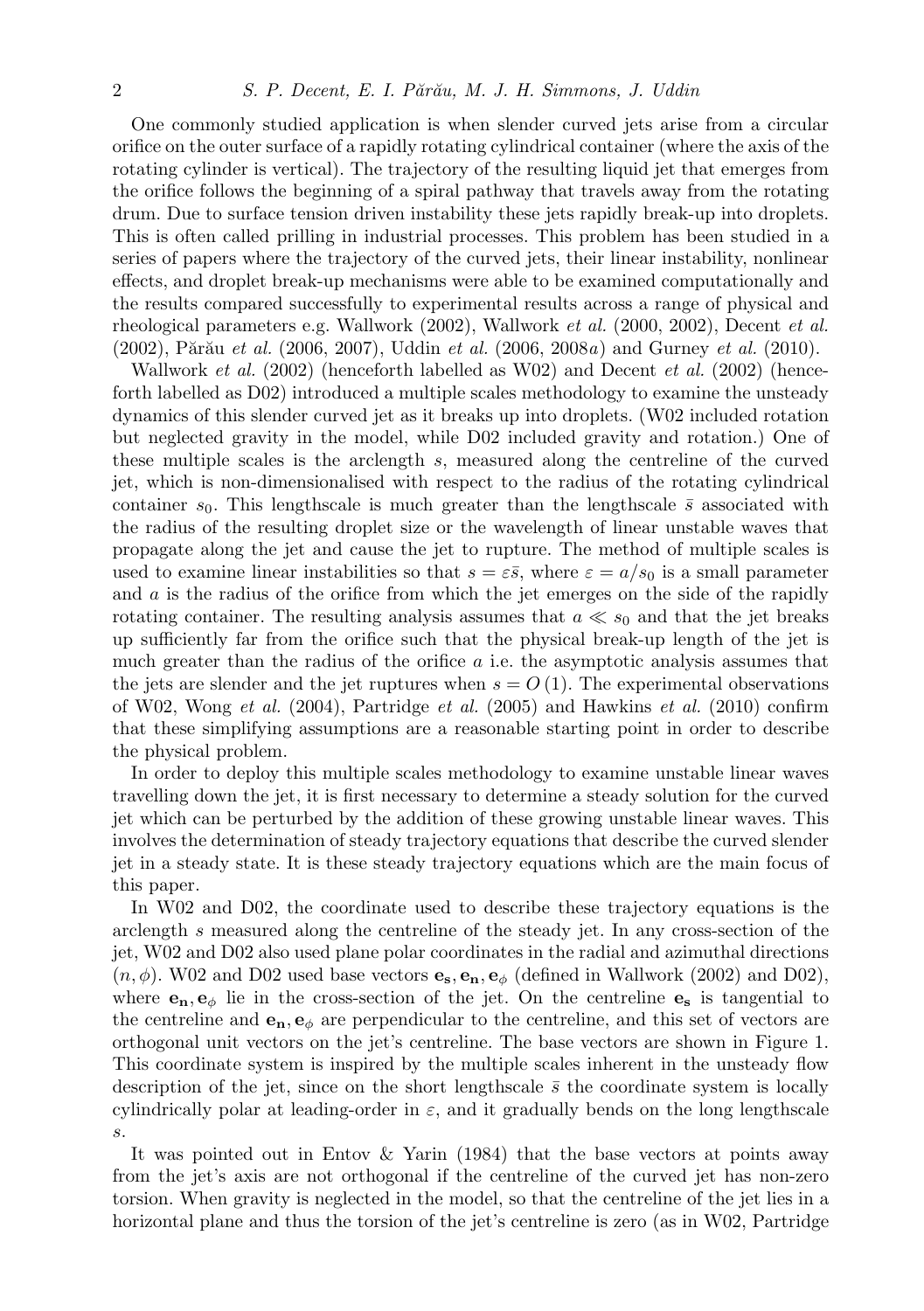One commonly studied application is when slender curved jets arise from a circular orifice on the outer surface of a rapidly rotating cylindrical container (where the axis of the rotating cylinder is vertical). The trajectory of the resulting liquid jet that emerges from the orifice follows the beginning of a spiral pathway that travels away from the rotating drum. Due to surface tension driven instability these jets rapidly break-up into droplets. This is often called prilling in industrial processes. This problem has been studied in a series of papers where the trajectory of the curved jets, their linear instability, nonlinear effects, and droplet break-up mechanisms were able to be examined computationally and the results compared successfully to experimental results across a range of physical and rheological parameters e.g. Wallwork (2002), Wallwork *et al.* (2000, 2002), Decent *et al.* (2002), Părău *et al.* (2006, 2007), Uddin *et al.* (2006, 2008*a*) and Gurney *et al.* (2010).

Wallwork *et al.* (2002) (henceforth labelled as W02) and Decent *et al.* (2002) (henceforth labelled as D02) introduced a multiple scales methodology to examine the unsteady dynamics of this slender curved jet as it breaks up into droplets. (W02 included rotation but neglected gravity in the model, while D02 included gravity and rotation.) One of these multiple scales is the arclength $s$, measured along the centreline of the curved jet, which is non-dimensionalised with respect to the radius of the rotating cylindrical container $s_0$. This lengthscale is much greater than the lengthscale $\bar{s}$ associated with the radius of the resulting droplet size or the wavelength of linear unstable waves that propagate along the jet and cause the jet to rupture. The method of multiple scales is used to examine linear instabilities so that $s = \varepsilon\bar{s}$, where $\varepsilon = a/s_0$ is a small parameter and $a$ is the radius of the orifice from which the jet emerges on the side of the rapidly rotating container. The resulting analysis assumes that $a \ll s_0$ and that the jet breaks up sufficiently far from the orifice such that the physical break-up length of the jet is much greater than the radius of the orifice $a$ i.e. the asymptotic analysis assumes that the jets are slender and the jet ruptures when $s = O(1)$. The experimental observations of W02, Wong *et al.* (2004), Partridge *et al.* (2005) and Hawkins *et al.* (2010) confirm that these simplifying assumptions are a reasonable starting point in order to describe the physical problem.

In order to deploy this multiple scales methodology to examine unstable linear waves travelling down the jet, it is first necessary to determine a steady solution for the curved jet which can be perturbed by the addition of these growing unstable linear waves. This involves the determination of steady trajectory equations that describe the curved slender jet in a steady state. It is these steady trajectory equations which are the main focus of this paper.

In W02 and D02, the coordinate used to describe these trajectory equations is the arclength $s$ measured along the centreline of the steady jet. In any cross-section of the jet, W02 and D02 also used plane polar coordinates in the radial and azimuthal directions $(n, \phi)$. W02 and D02 used base vectors $\mathbf{e_s}, \mathbf{e_n}, \mathbf{e}_\phi$ (defined in Wallwork (2002) and D02), where $\mathbf{e_n}, \mathbf{e}_\phi$ lie in the cross-section of the jet. On the centreline $\mathbf{e_s}$ is tangential to the centreline and $\mathbf{e_n}, \mathbf{e}_\phi$ are perpendicular to the centreline, and this set of vectors are orthogonal unit vectors on the jet's centreline. The base vectors are shown in Figure 1. This coordinate system is inspired by the multiple scales inherent in the unsteady flow description of the jet, since on the short lengthscale $\bar{s}$ the coordinate system is locally cylindrically polar at leading-order in $\varepsilon$, and it gradually bends on the long lengthscale $s$.

It was pointed out in Entov & Yarin (1984) that the base vectors at points away from the jet's axis are not orthogonal if the centreline of the curved jet has non-zero torsion. When gravity is neglected in the model, so that the centreline of the jet lies in a horizontal plane and thus the torsion of the jet's centreline is zero (as in W02, Partridge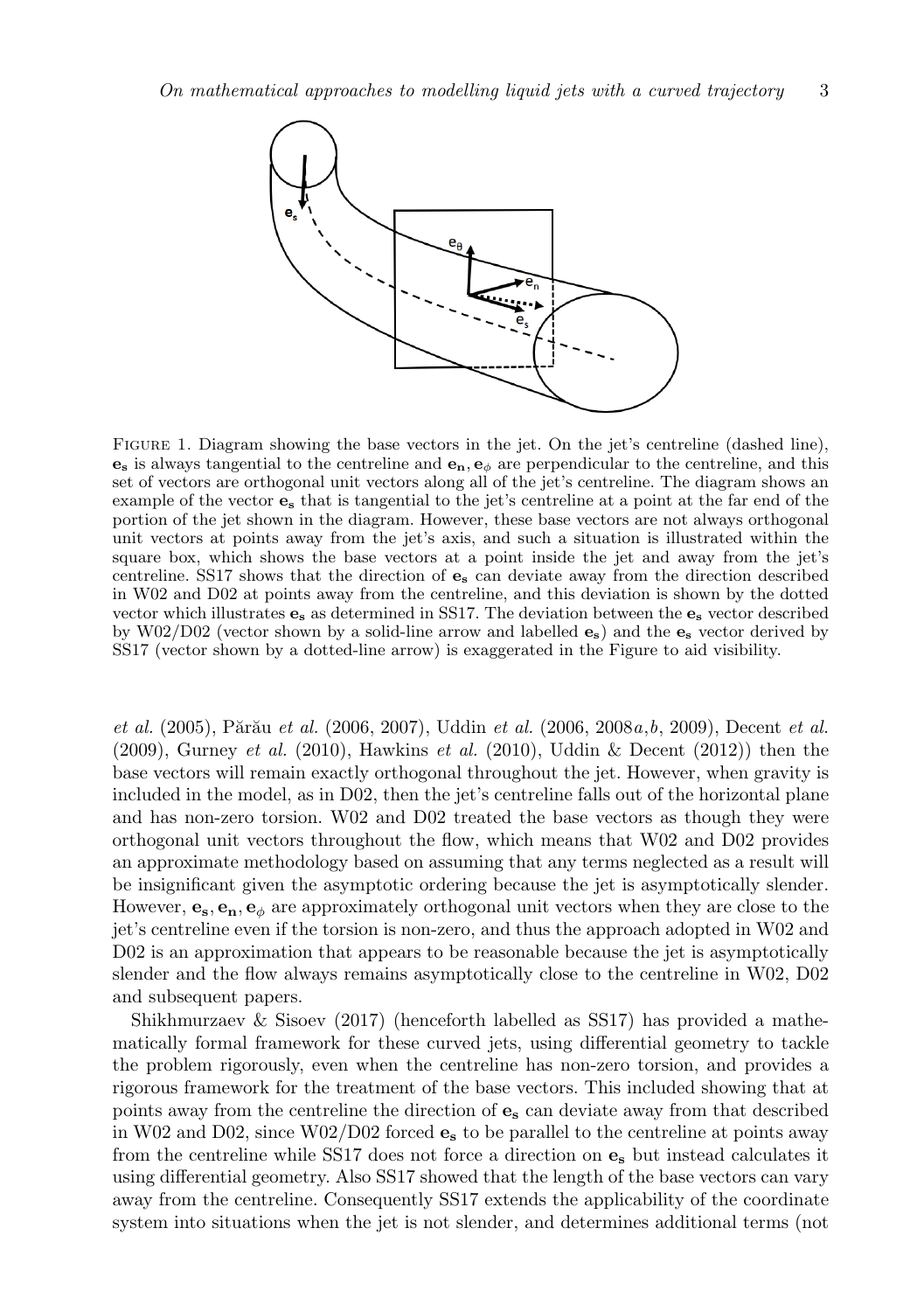FIGURE 1. Diagram showing the base vectors in the jet. On the jet's centreline (dashed line), $\mathbf{e_s}$ is always tangential to the centreline and $\mathbf{e_n}, \mathbf{e}_\phi$ are perpendicular to the centreline, and this set of vectors are orthogonal unit vectors along all of the jet's centreline. The diagram shows an example of the vector $\mathbf{e_s}$ that is tangential to the jet's centreline at a point at the far end of the portion of the jet shown in the diagram. However, these base vectors are not always orthogonal unit vectors at points away from the jet's axis, and such a situation is illustrated within the square box, which shows the base vectors at a point inside the jet and away from the jet's centreline. SS17 shows that the direction of $\mathbf{e_s}$ can deviate away from the direction described in W02 and D02 at points away from the centreline, and this deviation is shown by the dotted vector which illustrates $\mathbf{e_s}$ as determined in SS17. The deviation between the $\mathbf{e_s}$ vector described by W02/D02 (vector shown by a solid-line arrow and labelled $\mathbf{e_s}$) and the $\mathbf{e_s}$ vector derived by SS17 (vector shown by a dotted-line arrow) is exaggerated in the Figure to aid visibility.

*et al.* (2005), Părău *et al.* (2006, 2007), Uddin *et al.* (2006, 2008*a*,*b*, 2009), Decent *et al.* (2009), Gurney *et al.* (2010), Hawkins *et al.* (2010), Uddin & Decent (2012)) then the base vectors will remain exactly orthogonal throughout the jet. However, when gravity is included in the model, as in D02, then the jet's centreline falls out of the horizontal plane and has non-zero torsion. W02 and D02 treated the base vectors as though they were orthogonal unit vectors throughout the flow, which means that W02 and D02 provides an approximate methodology based on assuming that any terms neglected as a result will be insignificant given the asymptotic ordering because the jet is asymptotically slender. However, $\mathbf{e_s}, \mathbf{e_n}, \mathbf{e}_\phi$ are approximately orthogonal unit vectors when they are close to the jet's centreline even if the torsion is non-zero, and thus the approach adopted in W02 and D02 is an approximation that appears to be reasonable because the jet is asymptotically slender and the flow always remains asymptotically close to the centreline in W02, D02 and subsequent papers.

Shikhmurzaev & Sisoev (2017) (henceforth labelled as SS17) has provided a mathematically formal framework for these curved jets, using differential geometry to tackle the problem rigorously, even when the centreline has non-zero torsion, and provides a rigorous framework for the treatment of the base vectors. This included showing that at points away from the centreline the direction of $\mathbf{e_s}$ can deviate away from that described in W02 and D02, since W02/D02 forced $\mathbf{e_s}$ to be parallel to the centreline at points away from the centreline while SS17 does not force a direction on $\mathbf{e_s}$ but instead calculates it using differential geometry. Also SS17 showed that the length of the base vectors can vary away from the centreline. Consequently SS17 extends the applicability of the coordinate system into situations when the jet is not slender, and determines additional terms (not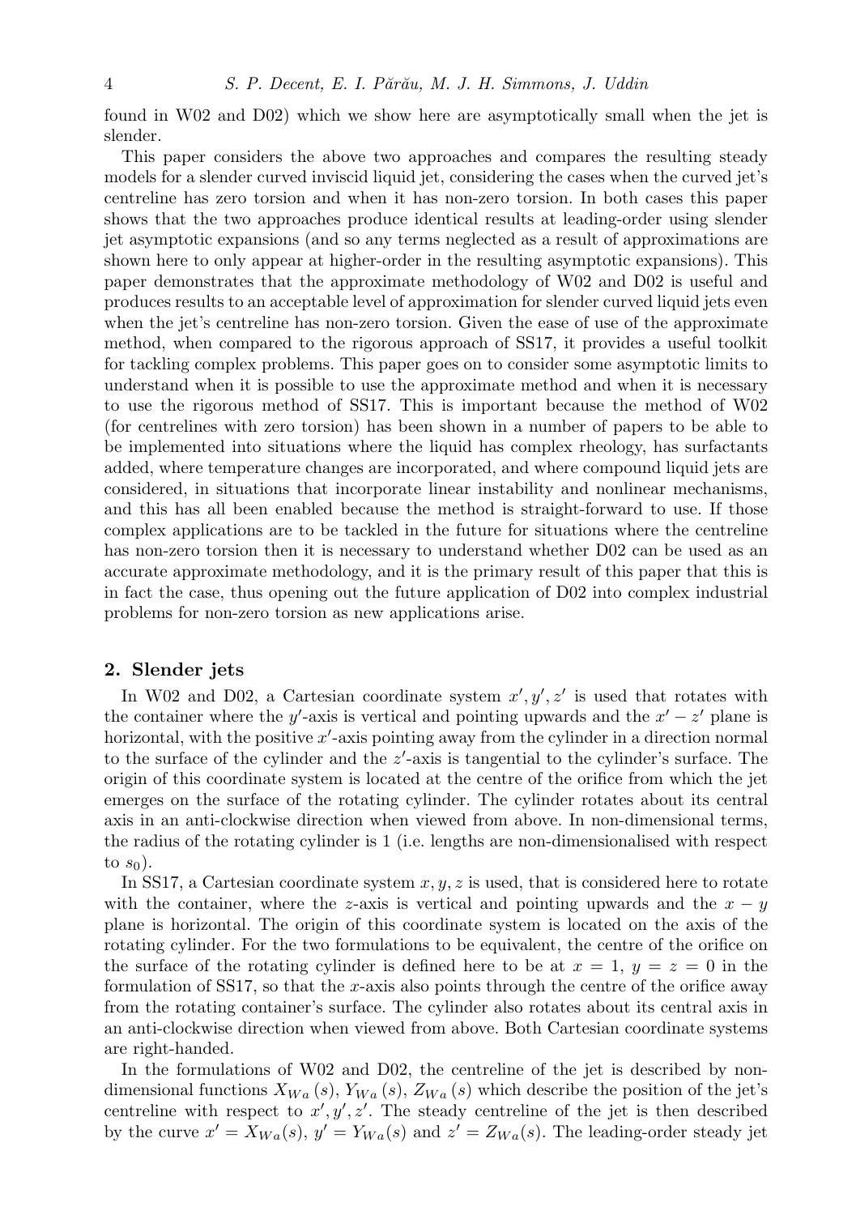found in W02 and D02) which we show here are asymptotically small when the jet is slender.

This paper considers the above two approaches and compares the resulting steady models for a slender curved inviscid liquid jet, considering the cases when the curved jet's centreline has zero torsion and when it has non-zero torsion. In both cases this paper shows that the two approaches produce identical results at leading-order using slender jet asymptotic expansions (and so any terms neglected as a result of approximations are shown here to only appear at higher-order in the resulting asymptotic expansions). This paper demonstrates that the approximate methodology of W02 and D02 is useful and produces results to an acceptable level of approximation for slender curved liquid jets even when the jet's centreline has non-zero torsion. Given the ease of use of the approximate method, when compared to the rigorous approach of SS17, it provides a useful toolkit for tackling complex problems. This paper goes on to consider some asymptotic limits to understand when it is possible to use the approximate method and when it is necessary to use the rigorous method of SS17. This is important because the method of W02 (for centrelines with zero torsion) has been shown in a number of papers to be able to be implemented into situations where the liquid has complex rheology, has surfactants added, where temperature changes are incorporated, and where compound liquid jets are considered, in situations that incorporate linear instability and nonlinear mechanisms, and this has all been enabled because the method is straight-forward to use. If those complex applications are to be tackled in the future for situations where the centreline has non-zero torsion then it is necessary to understand whether D02 can be used as an accurate approximate methodology, and it is the primary result of this paper that this is in fact the case, thus opening out the future application of D02 into complex industrial problems for non-zero torsion as new applications arise.

## 2. Slender jets

In W02 and D02, a Cartesian coordinate system $x', y', z'$ is used that rotates with the container where the $y'$-axis is vertical and pointing upwards and the $x' - z'$ plane is horizontal, with the positive $x'$-axis pointing away from the cylinder in a direction normal to the surface of the cylinder and the $z'$-axis is tangential to the cylinder's surface. The origin of this coordinate system is located at the centre of the orifice from which the jet emerges on the surface of the rotating cylinder. The cylinder rotates about its central axis in an anti-clockwise direction when viewed from above. In non-dimensional terms, the radius of the rotating cylinder is 1 (i.e. lengths are non-dimensionalised with respect to $s_0$).

In SS17, a Cartesian coordinate system $x, y, z$ is used, that is considered here to rotate with the container, where the $z$-axis is vertical and pointing upwards and the $x - y$ plane is horizontal. The origin of this coordinate system is located on the axis of the rotating cylinder. For the two formulations to be equivalent, the centre of the orifice on the surface of the rotating cylinder is defined here to be at $x = 1$, $y = z = 0$ in the formulation of SS17, so that the $x$-axis also points through the centre of the orifice away from the rotating container's surface. The cylinder also rotates about its central axis in an anti-clockwise direction when viewed from above. Both Cartesian coordinate systems are right-handed.

In the formulations of W02 and D02, the centreline of the jet is described by non-dimensional functions $X_{Wa}(s)$, $Y_{Wa}(s)$, $Z_{Wa}(s)$ which describe the position of the jet's centreline with respect to $x', y', z'$. The steady centreline of the jet is then described by the curve $x' = X_{Wa}(s)$, $y' = Y_{Wa}(s)$ and $z' = Z_{Wa}(s)$. The leading-order steady jet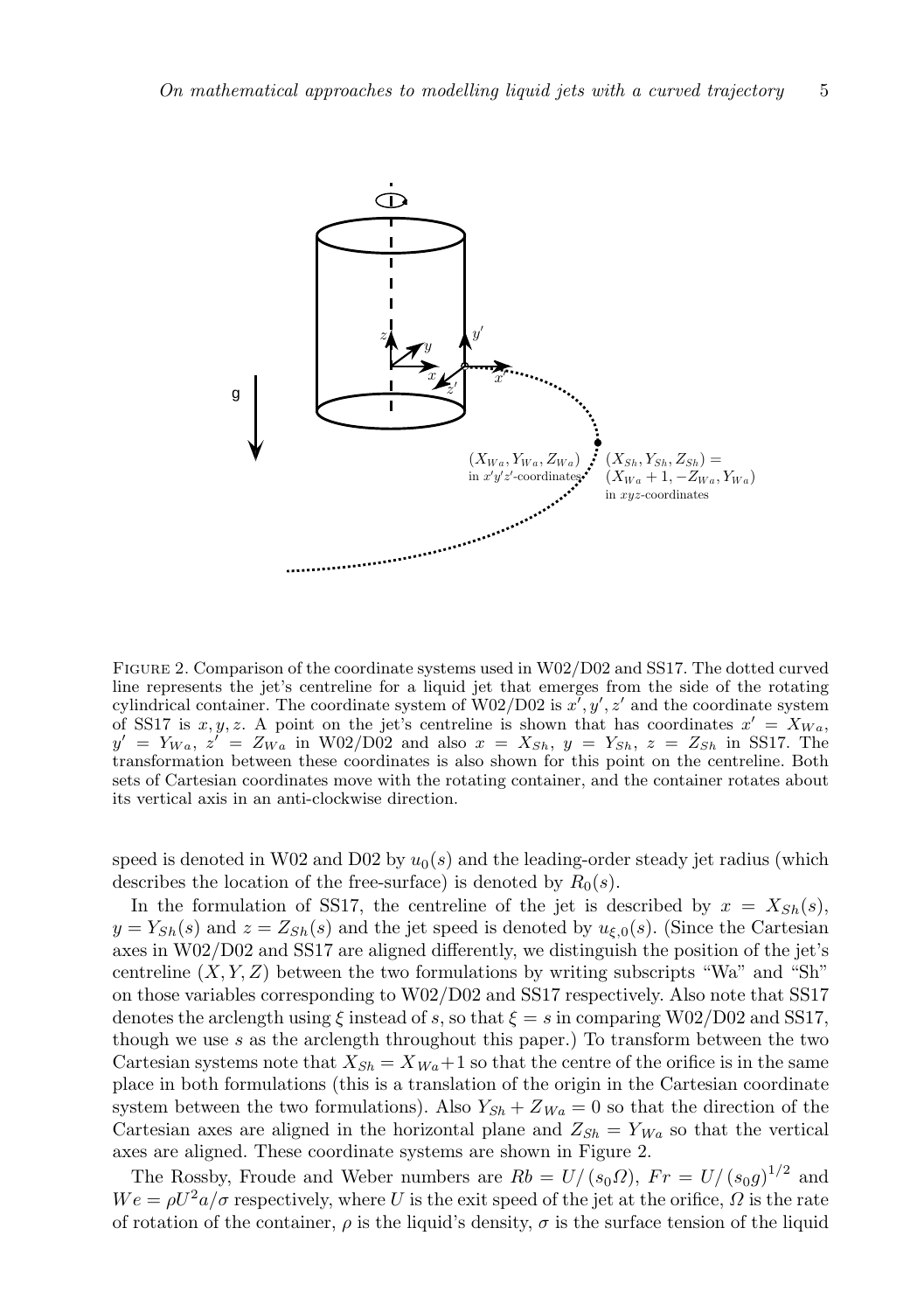FIGURE 2. Comparison of the coordinate systems used in W02/D02 and SS17. The dotted curved line represents the jet's centreline for a liquid jet that emerges from the side of the rotating cylindrical container. The coordinate system of W02/D02 is $x', y', z'$ and the coordinate system of SS17 is $x, y, z$. A point on the jet's centreline is shown that has coordinates $x' = X_{Wa}$, $y' = Y_{Wa}$, $z' = Z_{Wa}$ in W02/D02 and also $x = X_{Sh}$, $y = Y_{Sh}$, $z = Z_{Sh}$ in SS17. The transformation between these coordinates is also shown for this point on the centreline. Both sets of Cartesian coordinates move with the rotating container, and the container rotates about its vertical axis in an anti-clockwise direction.

speed is denoted in W02 and D02 by $u_0(s)$ and the leading-order steady jet radius (which describes the location of the free-surface) is denoted by $R_0(s)$.

In the formulation of SS17, the centreline of the jet is described by $x = X_{Sh}(s)$, $y = Y_{Sh}(s)$ and $z = Z_{Sh}(s)$ and the jet speed is denoted by $u_{\xi,0}(s)$. (Since the Cartesian axes in W02/D02 and SS17 are aligned differently, we distinguish the position of the jet's centreline $(X, Y, Z)$ between the two formulations by writing subscripts "Wa" and "Sh" on those variables corresponding to W02/D02 and SS17 respectively. Also note that SS17 denotes the arclength using $\xi$ instead of $s$, so that $\xi = s$ in comparing W02/D02 and SS17, though we use $s$ as the arclength throughout this paper.) To transform between the two Cartesian systems note that $X_{Sh} = X_{Wa} + 1$ so that the centre of the orifice is in the same place in both formulations (this is a translation of the origin in the Cartesian coordinate system between the two formulations). Also $Y_{Sh} + Z_{Wa} = 0$ so that the direction of the Cartesian axes are aligned in the horizontal plane and $Z_{Sh} = Y_{Wa}$ so that the vertical axes are aligned. These coordinate systems are shown in Figure 2.

The Rossby, Froude and Weber numbers are $Rb = U/(s_0 \Omega)$, $Fr = U/(s_0 g)^{1/2}$ and $We = \rho U^2 a/\sigma$ respectively, where $U$ is the exit speed of the jet at the orifice, $\Omega$ is the rate of rotation of the container, $\rho$ is the liquid's density, $\sigma$ is the surface tension of the liquid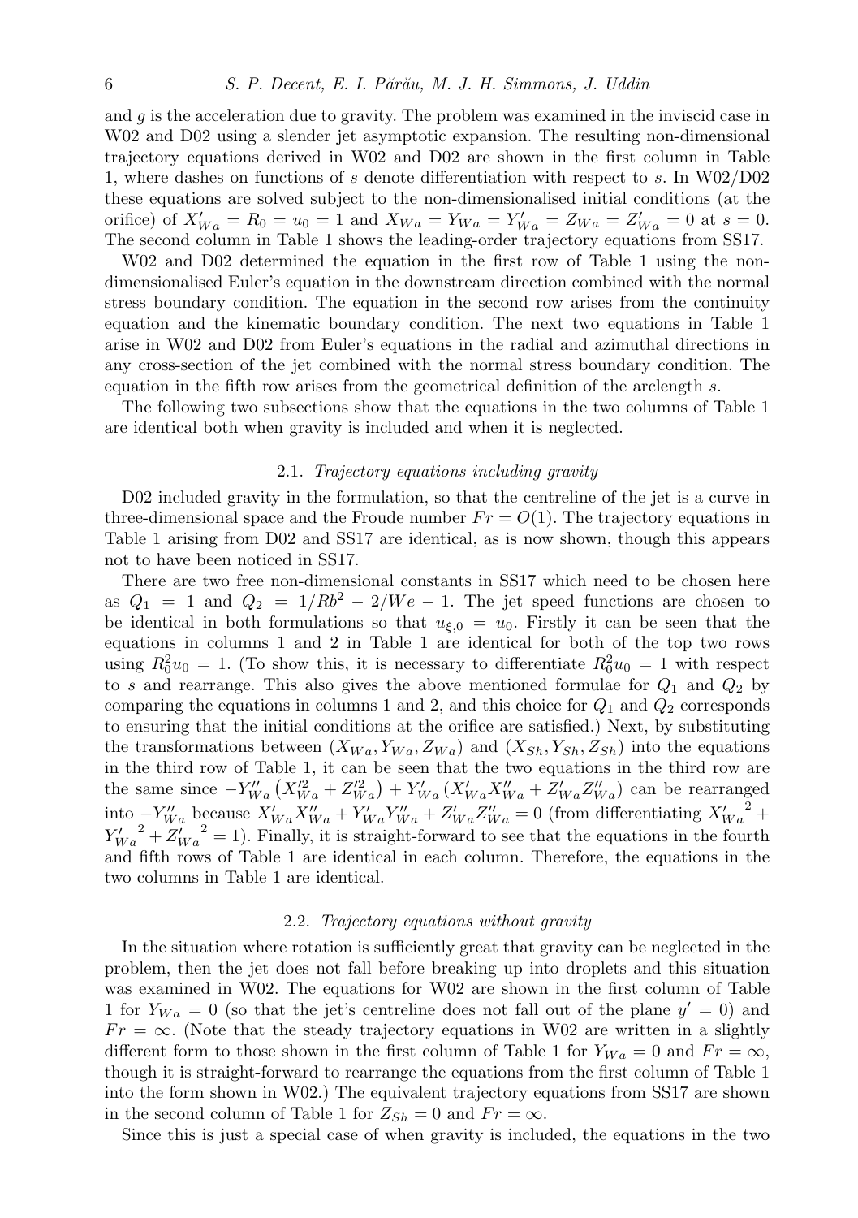and $g$ is the acceleration due to gravity. The problem was examined in the inviscid case in W02 and D02 using a slender jet asymptotic expansion. The resulting non-dimensional trajectory equations derived in W02 and D02 are shown in the first column in Table 1, where dashes on functions of $s$ denote differentiation with respect to $s$. In W02/D02 these equations are solved subject to the non-dimensionalised initial conditions (at the orifice) of $X'_{Wa} = R_0 = u_0 = 1$ and $X_{Wa} = Y_{Wa} = Y'_{Wa} = Z_{Wa} = Z'_{Wa} = 0$ at $s = 0$. The second column in Table 1 shows the leading-order trajectory equations from SS17.

W02 and D02 determined the equation in the first row of Table 1 using the non-dimensionalised Euler's equation in the downstream direction combined with the normal stress boundary condition. The equation in the second row arises from the continuity equation and the kinematic boundary condition. The next two equations in Table 1 arise in W02 and D02 from Euler's equations in the radial and azimuthal directions in any cross-section of the jet combined with the normal stress boundary condition. The equation in the fifth row arises from the geometrical definition of the arclength $s$.

The following two subsections show that the equations in the two columns of Table 1 are identical both when gravity is included and when it is neglected.

### 2.1. *Trajectory equations including gravity*

D02 included gravity in the formulation, so that the centreline of the jet is a curve in three-dimensional space and the Froude number $Fr = O(1)$. The trajectory equations in Table 1 arising from D02 and SS17 are identical, as is now shown, though this appears not to have been noticed in SS17.

There are two free non-dimensional constants in SS17 which need to be chosen here as $Q_1 = 1$ and $Q_2 = 1/Rb^2 - 2/We - 1$. The jet speed functions are chosen to be identical in both formulations so that $u_{\xi,0} = u_0$. Firstly it can be seen that the equations in columns 1 and 2 in Table 1 are identical for both of the top two rows using $R_0^2 u_0 = 1$. (To show this, it is necessary to differentiate $R_0^2 u_0 = 1$ with respect to $s$ and rearrange. This also gives the above mentioned formulae for $Q_1$ and $Q_2$ by comparing the equations in columns 1 and 2, and this choice for $Q_1$ and $Q_2$ corresponds to ensuring that the initial conditions at the orifice are satisfied.) Next, by substituting the transformations between $(X_{Wa}, Y_{Wa}, Z_{Wa})$ and $(X_{Sh}, Y_{Sh}, Z_{Sh})$ into the equations in the third row of Table 1, it can be seen that the two equations in the third row are the same since $-Y''_{Wa}\left(X'^2_{Wa} + Z'^2_{Wa}\right) + Y'_{Wa}\left(X'_{Wa}X''_{Wa} + Z'_{Wa}Z''_{Wa}\right)$ can be rearranged into $-Y''_{Wa}$ because $X'_{Wa}X''_{Wa} + Y'_{Wa}Y''_{Wa} + Z'_{Wa}Z''_{Wa} = 0$ (from differentiating ${X'_{Wa}}^2 + {Y'_{Wa}}^2 + {Z'_{Wa}}^2 = 1$). Finally, it is straight-forward to see that the equations in the fourth and fifth rows of Table 1 are identical in each column. Therefore, the equations in the two columns in Table 1 are identical.

### 2.2. *Trajectory equations without gravity*

In the situation where rotation is sufficiently great that gravity can be neglected in the problem, then the jet does not fall before breaking up into droplets and this situation was examined in W02. The equations for W02 are shown in the first column of Table 1 for $Y_{Wa} = 0$ (so that the jet's centreline does not fall out of the plane $y' = 0$) and $Fr = \infty$. (Note that the steady trajectory equations in W02 are written in a slightly different form to those shown in the first column of Table 1 for $Y_{Wa} = 0$ and $Fr = \infty$, though it is straight-forward to rearrange the equations from the first column of Table 1 into the form shown in W02.) The equivalent trajectory equations from SS17 are shown in the second column of Table 1 for $Z_{Sh} = 0$ and $Fr = \infty$.

Since this is just a special case of when gravity is included, the equations in the two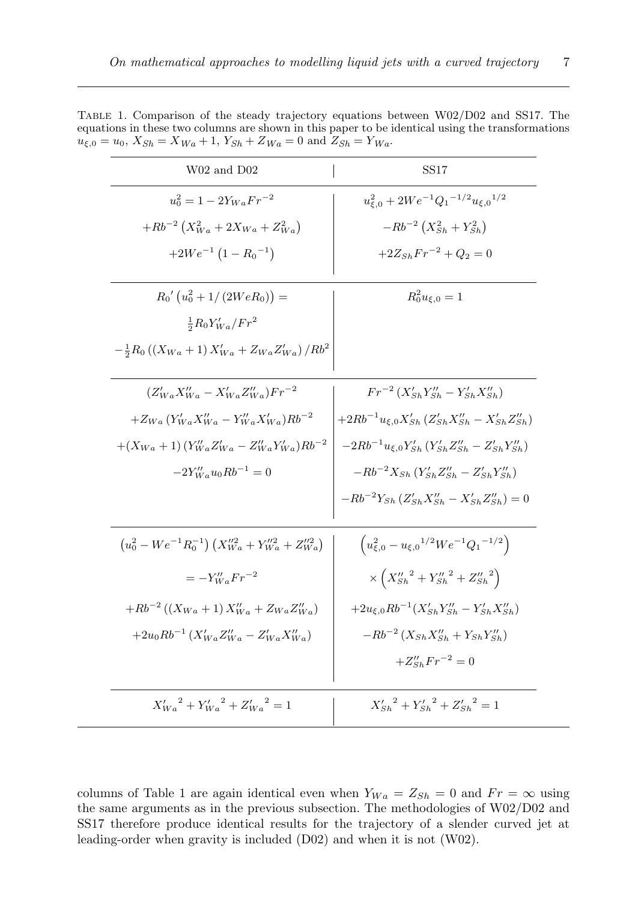Table 1. Comparison of the steady trajectory equations between W02/D02 and SS17. The equations in these two columns are shown in this paper to be identical using the transformations $u_{\xi,0} = u_0$, $X_{Sh} = X_{Wa} + 1$, $Y_{Sh} + Z_{Wa} = 0$ and $Z_{Sh} = Y_{Wa}$.

| W02 and D02 | SS17 |
|---|---|
| $u_0^2 = 1 - 2Y_{Wa}Fr^{-2}$ $+Rb^{-2}\left(X_{Wa}^2 + 2X_{Wa} + Z_{Wa}^2\right)$ $+2We^{-1}\left(1 - {R_0}^{-1}\right)$ | $u_{\xi,0}^2 + 2We^{-1}{Q_1}^{-1/2}{u_{\xi,0}}^{1/2}$ $-Rb^{-2}\left(X_{Sh}^2 + Y_{Sh}^2\right)$ $+2Z_{Sh}Fr^{-2} + Q_2 = 0$ |
| ${R_0}'\left(u_0^2 + 1/\left(2WeR_0\right)\right) =$ $\frac{1}{2}R_0 Y_{Wa}'/Fr^2$ $-\frac{1}{2}R_0\left(\left(X_{Wa}+1\right)X_{Wa}' + Z_{Wa}Z_{Wa}'\right)/Rb^2$ | $R_0^2 u_{\xi,0} = 1$ |
| $(Z_{Wa}'X_{Wa}'' - X_{Wa}'Z_{Wa}'')Fr^{-2}$ $+Z_{Wa}\left(Y_{Wa}'X_{Wa}'' - Y_{Wa}''X_{Wa}'\right)Rb^{-2}$ $+(X_{Wa}+1)\left(Y_{Wa}''Z_{Wa}' - Z_{Wa}''Y_{Wa}'\right)Rb^{-2}$ $-2Y_{Wa}''u_0 Rb^{-1} = 0$ | $Fr^{-2}\left(X_{Sh}'Y_{Sh}'' - Y_{Sh}'X_{Sh}''\right)$ $+2Rb^{-1}u_{\xi,0}X_{Sh}'\left(Z_{Sh}'X_{Sh}'' - X_{Sh}'Z_{Sh}''\right)$ $-2Rb^{-1}u_{\xi,0}Y_{Sh}'\left(Y_{Sh}'Z_{Sh}'' - Z_{Sh}'Y_{Sh}''\right)$ $-Rb^{-2}X_{Sh}\left(Y_{Sh}'Z_{Sh}'' - Z_{Sh}'Y_{Sh}''\right)$ $-Rb^{-2}Y_{Sh}\left(Z_{Sh}'X_{Sh}'' - X_{Sh}'Z_{Sh}''\right) = 0$ |
| $\left(u_0^2 - We^{-1}R_0^{-1}\right)\left(X_{Wa}''^2 + Y_{Wa}''^2 + Z_{Wa}''^2\right)$ $= -Y_{Wa}''Fr^{-2}$ $+Rb^{-2}\left(\left(X_{Wa}+1\right)X_{Wa}'' + Z_{Wa}Z_{Wa}''\right)$ $+2u_0Rb^{-1}\left(X_{Wa}'Z_{Wa}'' - Z_{Wa}'X_{Wa}''\right)$ | $\left(u_{\xi,0}^2 - {u_{\xi,0}}^{1/2}We^{-1}{Q_1}^{-1/2}\right)$ $\times\left({X_{Sh}''}^2 + {Y_{Sh}''}^2 + {Z_{Sh}''}^2\right)$ $+2u_{\xi,0}Rb^{-1}(X_{Sh}'Y_{Sh}'' - Y_{Sh}'X_{Sh}'')$ $-Rb^{-2}\left(X_{Sh}X_{Sh}'' + Y_{Sh}Y_{Sh}''\right)$ $+Z_{Sh}''Fr^{-2} = 0$ |
| ${X_{Wa}'}^2 + {Y_{Wa}'}^2 + {Z_{Wa}'}^2 = 1$ | ${X_{Sh}'}^2 + {Y_{Sh}'}^2 + {Z_{Sh}'}^2 = 1$ |

columns of Table 1 are again identical even when $Y_{Wa} = Z_{Sh} = 0$ and $Fr = \infty$ using the same arguments as in the previous subsection. The methodologies of W02/D02 and SS17 therefore produce identical results for the trajectory of a slender curved jet at leading-order when gravity is included (D02) and when it is not (W02).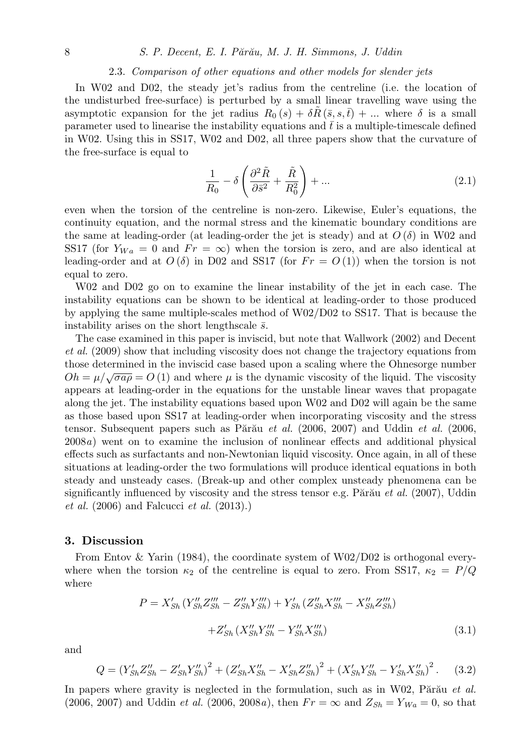### 2.3. *Comparison of other equations and other models for slender jets*

In W02 and D02, the steady jet's radius from the centreline (i.e. the location of the undisturbed free-surface) is perturbed by a small linear travelling wave using the asymptotic expansion for the jet radius $R_0(s) + \delta \tilde{R}(\bar{s}, s, \bar{t}) + ...$ where $\delta$ is a small parameter used to linearise the instability equations and $\bar{t}$ is a multiple-timescale defined in W02. Using this in SS17, W02 and D02, all three papers show that the curvature of the free-surface is equal to

$$\frac{1}{R_0} - \delta \left( \frac{\partial^2 \tilde{R}}{\partial \bar{s}^2} + \frac{\tilde{R}}{R_0^2} \right) + ... \tag{2.1}$$

even when the torsion of the centreline is non-zero. Likewise, Euler's equations, the continuity equation, and the normal stress and the kinematic boundary conditions are the same at leading-order (at leading-order the jet is steady) and at $O(\delta)$ in W02 and SS17 (for $Y_{Wa} = 0$ and $Fr = \infty$) when the torsion is zero, and are also identical at leading-order and at $O(\delta)$ in D02 and SS17 (for $Fr = O(1)$) when the torsion is not equal to zero.

W02 and D02 go on to examine the linear instability of the jet in each case. The instability equations can be shown to be identical at leading-order to those produced by applying the same multiple-scales method of W02/D02 to SS17. That is because the instability arises on the short lengthscale $\bar{s}$.

The case examined in this paper is inviscid, but note that Wallwork (2002) and Decent *et al.* (2009) show that including viscosity does not change the trajectory equations from those determined in the inviscid case based upon a scaling where the Ohnesorge number $Oh = \mu/\sqrt{\sigma a \rho} = O(1)$ and where $\mu$ is the dynamic viscosity of the liquid. The viscosity appears at leading-order in the equations for the unstable linear waves that propagate along the jet. The instability equations based upon W02 and D02 will again be the same as those based upon SS17 at leading-order when incorporating viscosity and the stress tensor. Subsequent papers such as Părău *et al.* (2006, 2007) and Uddin *et al.* (2006, 2008*a*) went on to examine the inclusion of nonlinear effects and additional physical effects such as surfactants and non-Newtonian liquid viscosity. Once again, in all of these situations at leading-order the two formulations will produce identical equations in both steady and unsteady cases. (Break-up and other complex unsteady phenomena can be significantly influenced by viscosity and the stress tensor e.g. Părău *et al.* (2007), Uddin *et al.* (2006) and Falcucci *et al.* (2013).)

## 3. Discussion

From Entov & Yarin (1984), the coordinate system of W02/D02 is orthogonal everywhere when the torsion $\kappa_2$ of the centreline is equal to zero. From SS17, $\kappa_2 = P/Q$ where

$$P = X'_{Sh} (Y''_{Sh} Z'''_{Sh} - Z''_{Sh} Y'''_{Sh}) + Y'_{Sh} (Z''_{Sh} X'''_{Sh} - X''_{Sh} Z'''_{Sh})$$
$$+ Z'_{Sh} (X''_{Sh} Y'''_{Sh} - Y''_{Sh} X'''_{Sh}) \tag{3.1}$$

and

$$Q = (Y'_{Sh} Z''_{Sh} - Z'_{Sh} Y''_{Sh})^2 + (Z'_{Sh} X''_{Sh} - X'_{Sh} Z''_{Sh})^2 + (X'_{Sh} Y''_{Sh} - Y'_{Sh} X''_{Sh})^2 . \tag{3.2}$$

In papers where gravity is neglected in the formulation, such as in W02, Părău *et al.* (2006, 2007) and Uddin *et al.* (2006, 2008*a*), then $Fr = \infty$ and $Z_{Sh} = Y_{Wa} = 0$, so that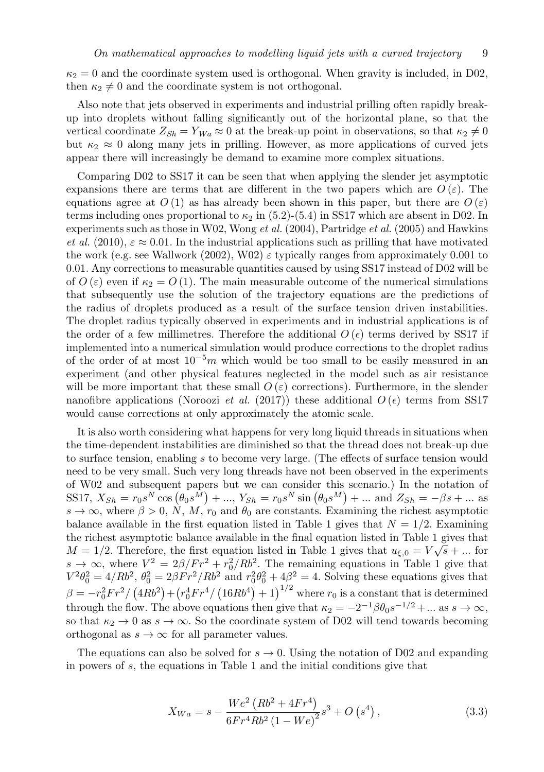$\kappa_2 = 0$ and the coordinate system used is orthogonal. When gravity is included, in D02, then $\kappa_2 \neq 0$ and the coordinate system is not orthogonal.

Also note that jets observed in experiments and industrial prilling often rapidly break-up into droplets without falling significantly out of the horizontal plane, so that the vertical coordinate $Z_{Sh} = Y_{Wa} \approx 0$ at the break-up point in observations, so that $\kappa_2 \neq 0$ but $\kappa_2 \approx 0$ along many jets in prilling. However, as more applications of curved jets appear there will increasingly be demand to examine more complex situations.

Comparing D02 to SS17 it can be seen that when applying the slender jet asymptotic expansions there are terms that are different in the two papers which are $O(\varepsilon)$. The equations agree at $O(1)$ as has already been shown in this paper, but there are $O(\varepsilon)$ terms including ones proportional to $\kappa_2$ in (5.2)-(5.4) in SS17 which are absent in D02. In experiments such as those in W02, Wong *et al.* (2004), Partridge *et al.* (2005) and Hawkins *et al.* (2010), $\varepsilon \approx 0.01$. In the industrial applications such as prilling that have motivated the work (e.g. see Wallwork (2002), W02) $\varepsilon$ typically ranges from approximately 0.001 to 0.01. Any corrections to measurable quantities caused by using SS17 instead of D02 will be of $O(\varepsilon)$ even if $\kappa_2 = O(1)$. The main measurable outcome of the numerical simulations that subsequently use the solution of the trajectory equations are the predictions of the radius of droplets produced as a result of the surface tension driven instabilities. The droplet radius typically observed in experiments and in industrial applications is of the order of a few millimetres. Therefore the additional $O(\epsilon)$ terms derived by SS17 if implemented into a numerical simulation would produce corrections to the droplet radius of the order of at most $10^{-5}m$ which would be too small to be easily measured in an experiment (and other physical features neglected in the model such as air resistance will be more important that these small $O(\varepsilon)$ corrections). Furthermore, in the slender nanofibre applications (Noroozi *et al.* (2017)) these additional $O(\epsilon)$ terms from SS17 would cause corrections at only approximately the atomic scale.

It is also worth considering what happens for very long liquid threads in situations when the time-dependent instabilities are diminished so that the thread does not break-up due to surface tension, enabling $s$ to become very large. (The effects of surface tension would need to be very small. Such very long threads have not been observed in the experiments of W02 and subsequent papers but we can consider this scenario.) In the notation of SS17, $X_{Sh} = r_0 s^N \cos\left(\theta_0 s^M\right) + ...$, $Y_{Sh} = r_0 s^N \sin\left(\theta_0 s^M\right) + ...$ and $Z_{Sh} = -\beta s + ...$ as $s \to \infty$, where $\beta > 0$, $N$, $M$, $r_0$ and $\theta_0$ are constants. Examining the richest asymptotic balance available in the first equation listed in Table 1 gives that $N = 1/2$. Examining the richest asymptotic balance available in the final equation listed in Table 1 gives that $M = 1/2$. Therefore, the first equation listed in Table 1 gives that $u_{\xi,0} = V\sqrt{s} + ...$ for $s \to \infty$, where $V^2 = 2\beta/Fr^2 + r_0^2/Rb^2$. The remaining equations in Table 1 give that $V^2\theta_0^2 = 4/Rb^2$, $\theta_0^2 = 2\beta Fr^2/Rb^2$ and $r_0^2\theta_0^2 + 4\beta^2 = 4$. Solving these equations gives that $\beta = -r_0^2 Fr^2/\left(4Rb^2\right) + \left(r_0^4 Fr^4/\left(16Rb^4\right) + 1\right)^{1/2}$ where $r_0$ is a constant that is determined through the flow. The above equations then give that $\kappa_2 = -2^{-1}\beta\theta_0 s^{-1/2} + ...$ as $s \to \infty$, so that $\kappa_2 \to 0$ as $s \to \infty$. So the coordinate system of D02 will tend towards becoming orthogonal as $s \to \infty$ for all parameter values.

The equations can also be solved for $s \to 0$. Using the notation of D02 and expanding in powers of $s$, the equations in Table 1 and the initial conditions give that

$$X_{Wa} = s - \frac{We^2\left(Rb^2 + 4Fr^4\right)}{6Fr^4 Rb^2\left(1 - We\right)^2}s^3 + O\left(s^4\right), \tag{3.3}$$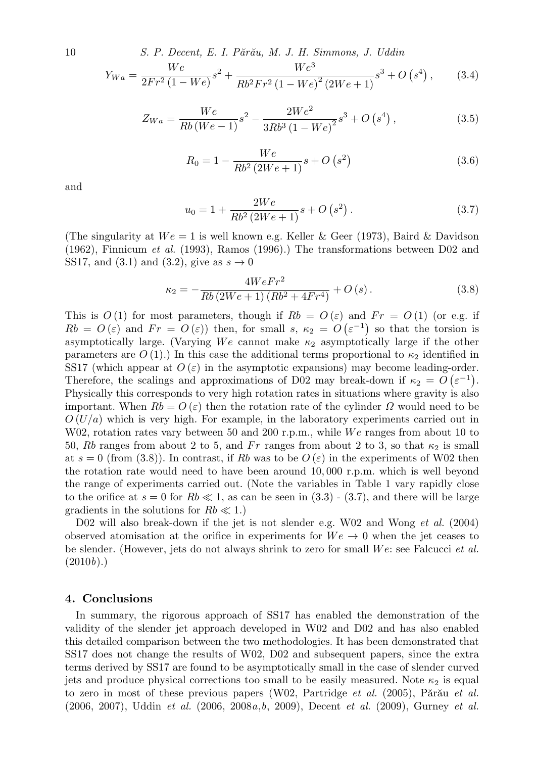$$Y_{Wa} = \frac{We}{2Fr^2(1-We)}s^2 + \frac{We^3}{Rb^2 Fr^2 (1-We)^2 (2We+1)}s^3 + O\left(s^4\right), \tag{3.4}$$

$$Z_{Wa} = \frac{We}{Rb(We-1)}s^2 - \frac{2We^2}{3Rb^3(1-We)^2}s^3 + O\left(s^4\right), \tag{3.5}$$

$$R_0 = 1 - \frac{We}{Rb^2(2We+1)}s + O\left(s^2\right) \tag{3.6}$$

and

$$u_0 = 1 + \frac{2We}{Rb^2(2We+1)}s + O\left(s^2\right). \tag{3.7}$$

(The singularity at $We = 1$ is well known e.g. Keller & Geer (1973), Baird & Davidson (1962), Finnicum *et al.* (1993), Ramos (1996).) The transformations between D02 and SS17, and (3.1) and (3.2), give as $s \to 0$

$$\kappa_2 = -\frac{4WeFr^2}{Rb(2We+1)(Rb^2+4Fr^4)} + O(s). \tag{3.8}$$

This is $O(1)$ for most parameters, though if $Rb = O(\varepsilon)$ and $Fr = O(1)$ (or e.g. if $Rb = O(\varepsilon)$ and $Fr = O(\varepsilon)$) then, for small $s$, $\kappa_2 = O\left(\varepsilon^{-1}\right)$ so that the torsion is asymptotically large. (Varying $We$ cannot make $\kappa_2$ asymptotically large if the other parameters are $O(1)$.) In this case the additional terms proportional to $\kappa_2$ identified in SS17 (which appear at $O(\varepsilon)$ in the asymptotic expansions) may become leading-order. Therefore, the scalings and approximations of D02 may break-down if $\kappa_2 = O\left(\varepsilon^{-1}\right)$. Physically this corresponds to very high rotation rates in situations where gravity is also important. When $Rb = O(\varepsilon)$ then the rotation rate of the cylinder $\Omega$ would need to be $O(U/a)$ which is very high. For example, in the laboratory experiments carried out in W02, rotation rates vary between 50 and 200 r.p.m., while $We$ ranges from about 10 to 50, $Rb$ ranges from about 2 to 5, and $Fr$ ranges from about 2 to 3, so that $\kappa_2$ is small at $s = 0$ (from (3.8)). In contrast, if $Rb$ was to be $O(\varepsilon)$ in the experiments of W02 then the rotation rate would need to have been around 10,000 r.p.m. which is well beyond the range of experiments carried out. (Note the variables in Table 1 vary rapidly close to the orifice at $s = 0$ for $Rb \ll 1$, as can be seen in (3.3) - (3.7), and there will be large gradients in the solutions for $Rb \ll 1$.)

D02 will also break-down if the jet is not slender e.g. W02 and Wong *et al.* (2004) observed atomisation at the orifice in experiments for $We \to 0$ when the jet ceases to be slender. (However, jets do not always shrink to zero for small $We$: see Falcucci *et al.* (2010*b*).)

## 4. Conclusions

In summary, the rigorous approach of SS17 has enabled the demonstration of the validity of the slender jet approach developed in W02 and D02 and has also enabled this detailed comparison between the two methodologies. It has been demonstrated that SS17 does not change the results of W02, D02 and subsequent papers, since the extra terms derived by SS17 are found to be asymptotically small in the case of slender curved jets and produce physical corrections too small to be easily measured. Note $\kappa_2$ is equal to zero in most of these previous papers (W02, Partridge *et al.* (2005), Părău *et al.* (2006, 2007), Uddin *et al.* (2006, 2008*a*,*b*, 2009), Decent *et al.* (2009), Gurney *et al.*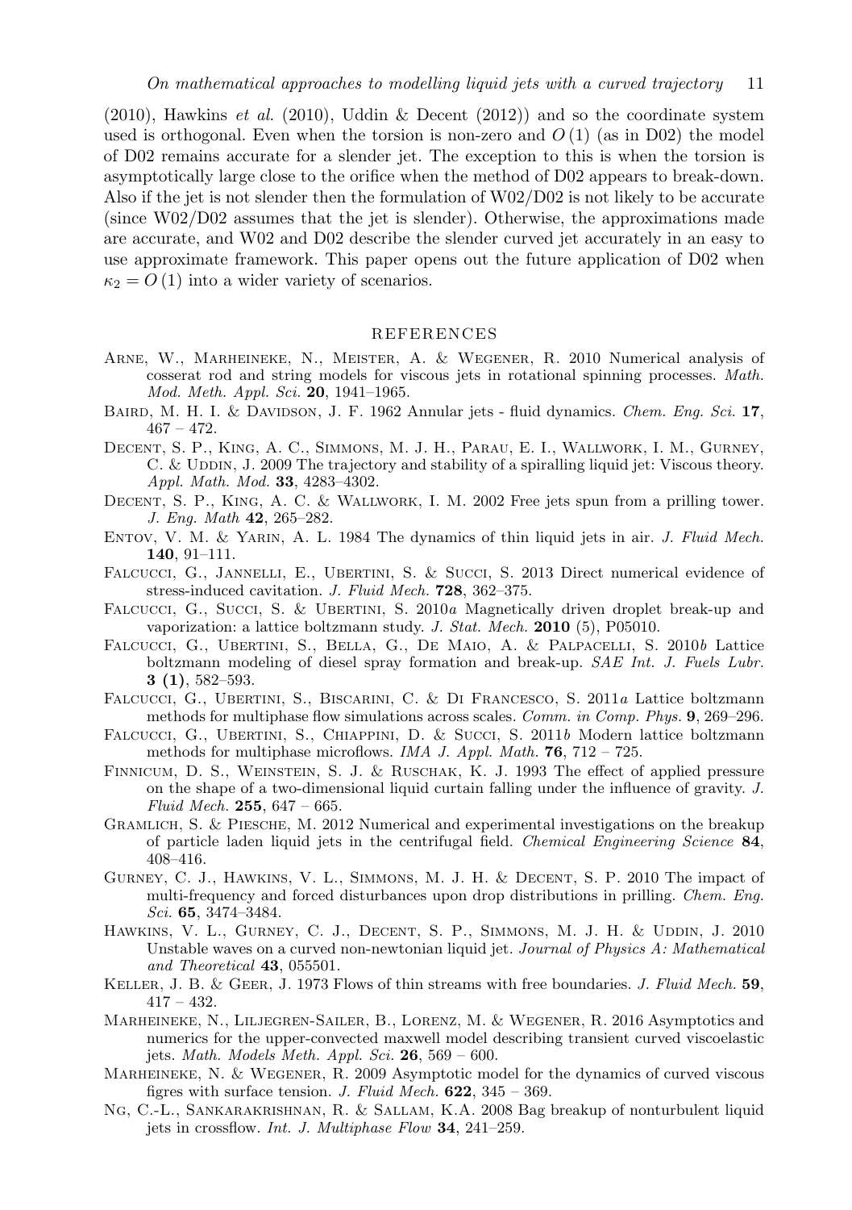(2010), Hawkins *et al.* (2010), Uddin & Decent (2012)) and so the coordinate system used is orthogonal. Even when the torsion is non-zero and $O(1)$ (as in D02) the model of D02 remains accurate for a slender jet. The exception to this is when the torsion is asymptotically large close to the orifice when the method of D02 appears to break-down. Also if the jet is not slender then the formulation of W02/D02 is not likely to be accurate (since W02/D02 assumes that the jet is slender). Otherwise, the approximations made are accurate, and W02 and D02 describe the slender curved jet accurately in an easy to use approximate framework. This paper opens out the future application of D02 when $\kappa_2 = O(1)$ into a wider variety of scenarios.

## REFERENCES

Arne, W., Marheineke, N., Meister, A. & Wegener, R. 2010 Numerical analysis of cosserat rod and string models for viscous jets in rotational spinning processes. *Math. Mod. Meth. Appl. Sci.* **20**, 1941–1965.

Baird, M. H. I. & Davidson, J. F. 1962 Annular jets - fluid dynamics. *Chem. Eng. Sci.* **17**, 467 – 472.

Decent, S. P., King, A. C., Simmons, M. J. H., Parau, E. I., Wallwork, I. M., Gurney, C. & Uddin, J. 2009 The trajectory and stability of a spiralling liquid jet: Viscous theory. *Appl. Math. Mod.* **33**, 4283–4302.

Decent, S. P., King, A. C. & Wallwork, I. M. 2002 Free jets spun from a prilling tower. *J. Eng. Math* **42**, 265–282.

Entov, V. M. & Yarin, A. L. 1984 The dynamics of thin liquid jets in air. *J. Fluid Mech.* **140**, 91–111.

Falcucci, G., Jannelli, E., Ubertini, S. & Succi, S. 2013 Direct numerical evidence of stress-induced cavitation. *J. Fluid Mech.* **728**, 362–375.

Falcucci, G., Succi, S. & Ubertini, S. 2010*a* Magnetically driven droplet break-up and vaporization: a lattice boltzmann study. *J. Stat. Mech.* **2010** (5), P05010.

Falcucci, G., Ubertini, S., Bella, G., De Maio, A. & Palpacelli, S. 2010*b* Lattice boltzmann modeling of diesel spray formation and break-up. *SAE Int. J. Fuels Lubr.* **3 (1)**, 582–593.

Falcucci, G., Ubertini, S., Biscarini, C. & Di Francesco, S. 2011*a* Lattice boltzmann methods for multiphase flow simulations across scales. *Comm. in Comp. Phys.* **9**, 269–296.

Falcucci, G., Ubertini, S., Chiappini, D. & Succi, S. 2011*b* Modern lattice boltzmann methods for multiphase microflows. *IMA J. Appl. Math.* **76**, 712 – 725.

Finnicum, D. S., Weinstein, S. J. & Ruschak, K. J. 1993 The effect of applied pressure on the shape of a two-dimensional liquid curtain falling under the influence of gravity. *J. Fluid Mech.* **255**, 647 – 665.

Gramlich, S. & Piesche, M. 2012 Numerical and experimental investigations on the breakup of particle laden liquid jets in the centrifugal field. *Chemical Engineering Science* **84**, 408–416.

Gurney, C. J., Hawkins, V. L., Simmons, M. J. H. & Decent, S. P. 2010 The impact of multi-frequency and forced disturbances upon drop distributions in prilling. *Chem. Eng. Sci.* **65**, 3474–3484.

Hawkins, V. L., Gurney, C. J., Decent, S. P., Simmons, M. J. H. & Uddin, J. 2010 Unstable waves on a curved non-newtonian liquid jet. *Journal of Physics A: Mathematical and Theoretical* **43**, 055501.

Keller, J. B. & Geer, J. 1973 Flows of thin streams with free boundaries. *J. Fluid Mech.* **59**, 417 – 432.

Marheineke, N., Liljegren-Sailer, B., Lorenz, M. & Wegener, R. 2016 Asymptotics and numerics for the upper-convected maxwell model describing transient curved viscoelastic jets. *Math. Models Meth. Appl. Sci.* **26**, 569 – 600.

Marheineke, N. & Wegener, R. 2009 Asymptotic model for the dynamics of curved viscous figres with surface tension. *J. Fluid Mech.* **622**, 345 – 369.

Ng, C.-L., Sankarakrishnan, R. & Sallam, K.A. 2008 Bag breakup of nonturbulent liquid jets in crossflow. *Int. J. Multiphase Flow* **34**, 241–259.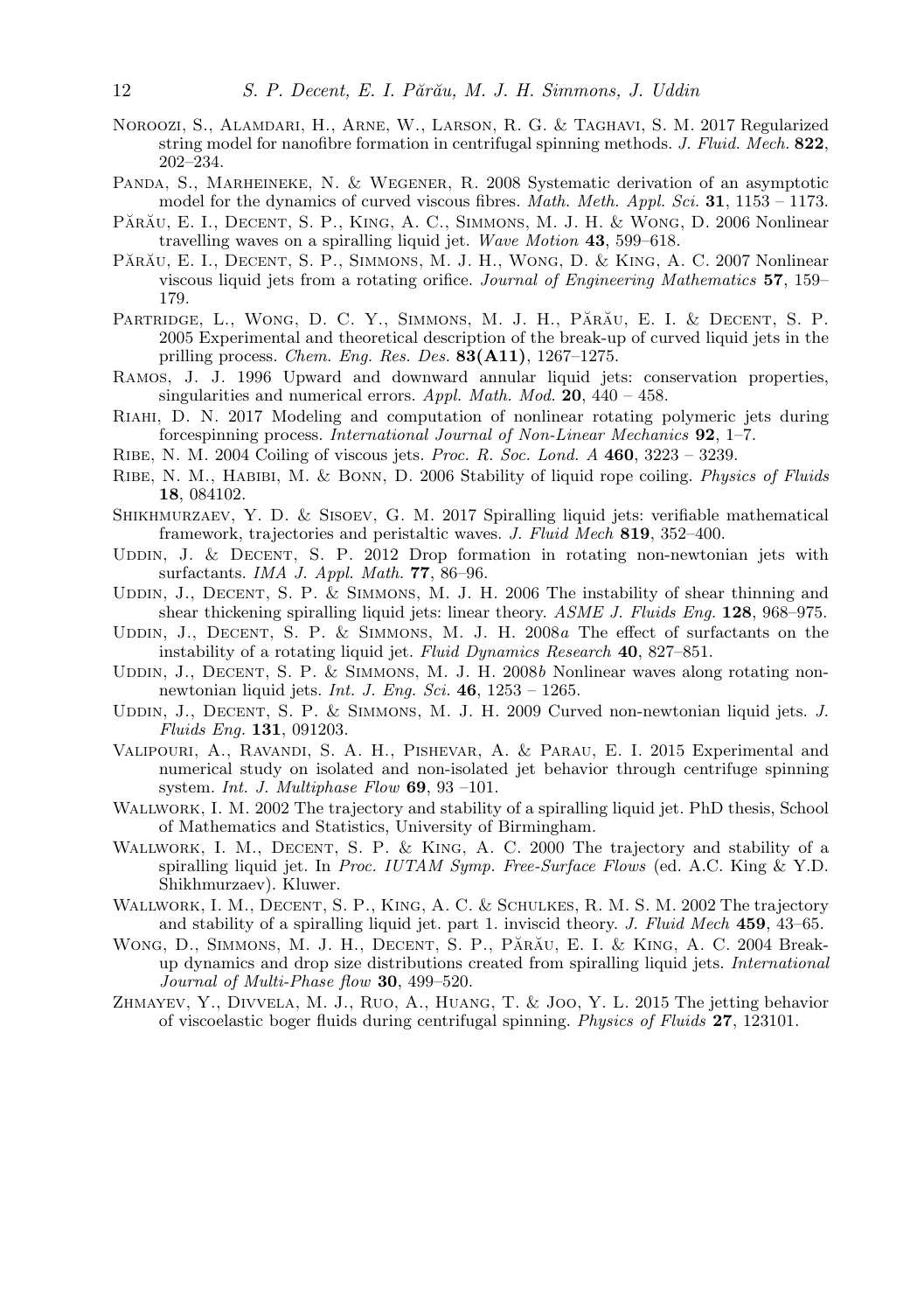Noroozi, S., Alamdari, H., Arne, W., Larson, R. G. & Taghavi, S. M. 2017 Regularized string model for nanofibre formation in centrifugal spinning methods. *J. Fluid. Mech.* **822**, 202–234.

Panda, S., Marheineke, N. & Wegener, R. 2008 Systematic derivation of an asymptotic model for the dynamics of curved viscous fibres. *Math. Meth. Appl. Sci.* **31**, 1153 – 1173.

Părău, E. I., Decent, S. P., King, A. C., Simmons, M. J. H. & Wong, D. 2006 Nonlinear travelling waves on a spiralling liquid jet. *Wave Motion* **43**, 599–618.

Părău, E. I., Decent, S. P., Simmons, M. J. H., Wong, D. & King, A. C. 2007 Nonlinear viscous liquid jets from a rotating orifice. *Journal of Engineering Mathematics* **57**, 159–179.

Partridge, L., Wong, D. C. Y., Simmons, M. J. H., Părău, E. I. & Decent, S. P. 2005 Experimental and theoretical description of the break-up of curved liquid jets in the prilling process. *Chem. Eng. Res. Des.* **83(A11)**, 1267–1275.

Ramos, J. J. 1996 Upward and downward annular liquid jets: conservation properties, singularities and numerical errors. *Appl. Math. Mod.* **20**, 440 – 458.

Riahi, D. N. 2017 Modeling and computation of nonlinear rotating polymeric jets during forcespinning process. *International Journal of Non-Linear Mechanics* **92**, 1–7.

Ribe, N. M. 2004 Coiling of viscous jets. *Proc. R. Soc. Lond. A* **460**, 3223 – 3239.

Ribe, N. M., Habibi, M. & Bonn, D. 2006 Stability of liquid rope coiling. *Physics of Fluids* **18**, 084102.

Shikhmurzaev, Y. D. & Sisoev, G. M. 2017 Spiralling liquid jets: verifiable mathematical framework, trajectories and peristaltic waves. *J. Fluid Mech* **819**, 352–400.

Uddin, J. & Decent, S. P. 2012 Drop formation in rotating non-newtonian jets with surfactants. *IMA J. Appl. Math.* **77**, 86–96.

Uddin, J., Decent, S. P. & Simmons, M. J. H. 2006 The instability of shear thinning and shear thickening spiralling liquid jets: linear theory. *ASME J. Fluids Eng.* **128**, 968–975.

Uddin, J., Decent, S. P. & Simmons, M. J. H. 2008*a* The effect of surfactants on the instability of a rotating liquid jet. *Fluid Dynamics Research* **40**, 827–851.

Uddin, J., Decent, S. P. & Simmons, M. J. H. 2008*b* Nonlinear waves along rotating non-newtonian liquid jets. *Int. J. Eng. Sci.* **46**, 1253 – 1265.

Uddin, J., Decent, S. P. & Simmons, M. J. H. 2009 Curved non-newtonian liquid jets. *J. Fluids Eng.* **131**, 091203.

Valipouri, A., Ravandi, S. A. H., Pishevar, A. & Parau, E. I. 2015 Experimental and numerical study on isolated and non-isolated jet behavior through centrifuge spinning system. *Int. J. Multiphase Flow* **69**, 93 –101.

Wallwork, I. M. 2002 The trajectory and stability of a spiralling liquid jet. PhD thesis, School of Mathematics and Statistics, University of Birmingham.

Wallwork, I. M., Decent, S. P. & King, A. C. 2000 The trajectory and stability of a spiralling liquid jet. In *Proc. IUTAM Symp. Free-Surface Flows* (ed. A.C. King & Y.D. Shikhmurzaev). Kluwer.

Wallwork, I. M., Decent, S. P., King, A. C. & Schulkes, R. M. S. M. 2002 The trajectory and stability of a spiralling liquid jet. part 1. inviscid theory. *J. Fluid Mech* **459**, 43–65.

Wong, D., Simmons, M. J. H., Decent, S. P., Părău, E. I. & King, A. C. 2004 Break-up dynamics and drop size distributions created from spiralling liquid jets. *International Journal of Multi-Phase flow* **30**, 499–520.

Zhmayev, Y., Divvela, M. J., Ruo, A., Huang, T. & Joo, Y. L. 2015 The jetting behavior of viscoelastic boger fluids during centrifugal spinning. *Physics of Fluids* **27**, 123101.